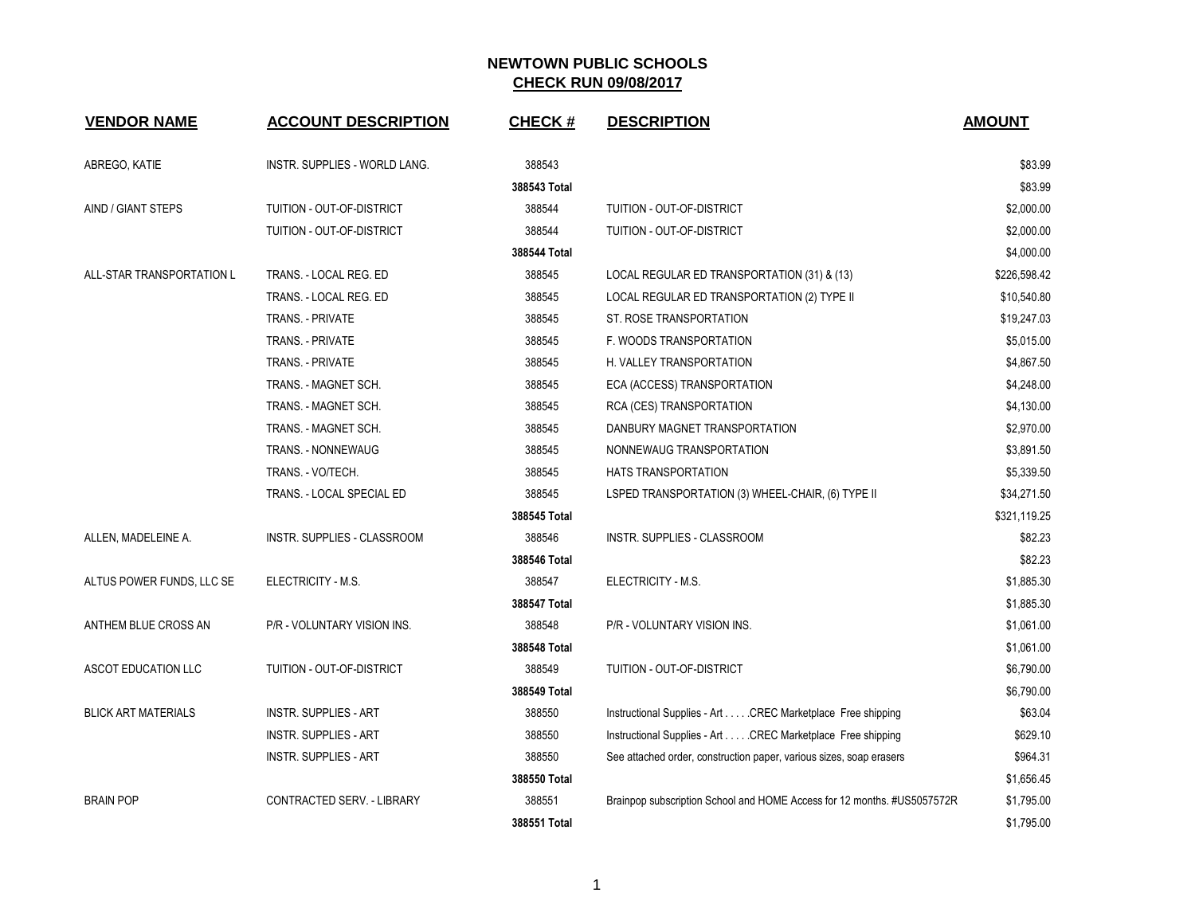# NEWTOWN PUBLIC SCHOOLS

## CHECK RUN 09/08/2017

| VENDOR NAME | ACCOUNT DESCRIPTION | CHECK # | DESCRIPTION | AMOUNT |
|---|---|---|---|---|
| ABREGO, KATIE | INSTR. SUPPLIES - WORLD LANG. | 388543 | | $83.99 |
| | | **388543 Total** | | $83.99 |
| AIND / GIANT STEPS | TUITION - OUT-OF-DISTRICT | 388544 | TUITION - OUT-OF-DISTRICT | $2,000.00 |
| | TUITION - OUT-OF-DISTRICT | 388544 | TUITION - OUT-OF-DISTRICT | $2,000.00 |
| | | **388544 Total** | | $4,000.00 |
| ALL-STAR TRANSPORTATION L | TRANS. - LOCAL REG. ED | 388545 | LOCAL REGULAR ED TRANSPORTATION (31) & (13) | $226,598.42 |
| | TRANS. - LOCAL REG. ED | 388545 | LOCAL REGULAR ED TRANSPORTATION (2) TYPE II | $10,540.80 |
| | TRANS. - PRIVATE | 388545 | ST. ROSE TRANSPORTATION | $19,247.03 |
| | TRANS. - PRIVATE | 388545 | F. WOODS TRANSPORTATION | $5,015.00 |
| | TRANS. - PRIVATE | 388545 | H. VALLEY TRANSPORTATION | $4,867.50 |
| | TRANS. - MAGNET SCH. | 388545 | ECA (ACCESS) TRANSPORTATION | $4,248.00 |
| | TRANS. - MAGNET SCH. | 388545 | RCA (CES) TRANSPORTATION | $4,130.00 |
| | TRANS. - MAGNET SCH. | 388545 | DANBURY MAGNET TRANSPORTATION | $2,970.00 |
| | TRANS. - NONNEWAUG | 388545 | NONNEWAUG TRANSPORTATION | $3,891.50 |
| | TRANS. - VO/TECH. | 388545 | HATS TRANSPORTATION | $5,339.50 |
| | TRANS. - LOCAL SPECIAL ED | 388545 | LSPED TRANSPORTATION (3) WHEEL-CHAIR, (6) TYPE II | $34,271.50 |
| | | **388545 Total** | | $321,119.25 |
| ALLEN, MADELEINE A. | INSTR. SUPPLIES - CLASSROOM | 388546 | INSTR. SUPPLIES - CLASSROOM | $82.23 |
| | | **388546 Total** | | $82.23 |
| ALTUS POWER FUNDS, LLC SE | ELECTRICITY - M.S. | 388547 | ELECTRICITY - M.S. | $1,885.30 |
| | | **388547 Total** | | $1,885.30 |
| ANTHEM BLUE CROSS AN | P/R - VOLUNTARY VISION INS. | 388548 | P/R - VOLUNTARY VISION INS. | $1,061.00 |
| | | **388548 Total** | | $1,061.00 |
| ASCOT EDUCATION LLC | TUITION - OUT-OF-DISTRICT | 388549 | TUITION - OUT-OF-DISTRICT | $6,790.00 |
| | | **388549 Total** | | $6,790.00 |
| BLICK ART MATERIALS | INSTR. SUPPLIES - ART | 388550 | Instructional Supplies - Art . . . . .CREC Marketplace Free shipping | $63.04 |
| | INSTR. SUPPLIES - ART | 388550 | Instructional Supplies - Art . . . . .CREC Marketplace Free shipping | $629.10 |
| | INSTR. SUPPLIES - ART | 388550 | See attached order, construction paper, various sizes, soap erasers | $964.31 |
| | | **388550 Total** | | $1,656.45 |
| BRAIN POP | CONTRACTED SERV. - LIBRARY | 388551 | Brainpop subscription School and HOME Access for 12 months. #US5057572R | $1,795.00 |
| | | **388551 Total** | | $1,795.00 |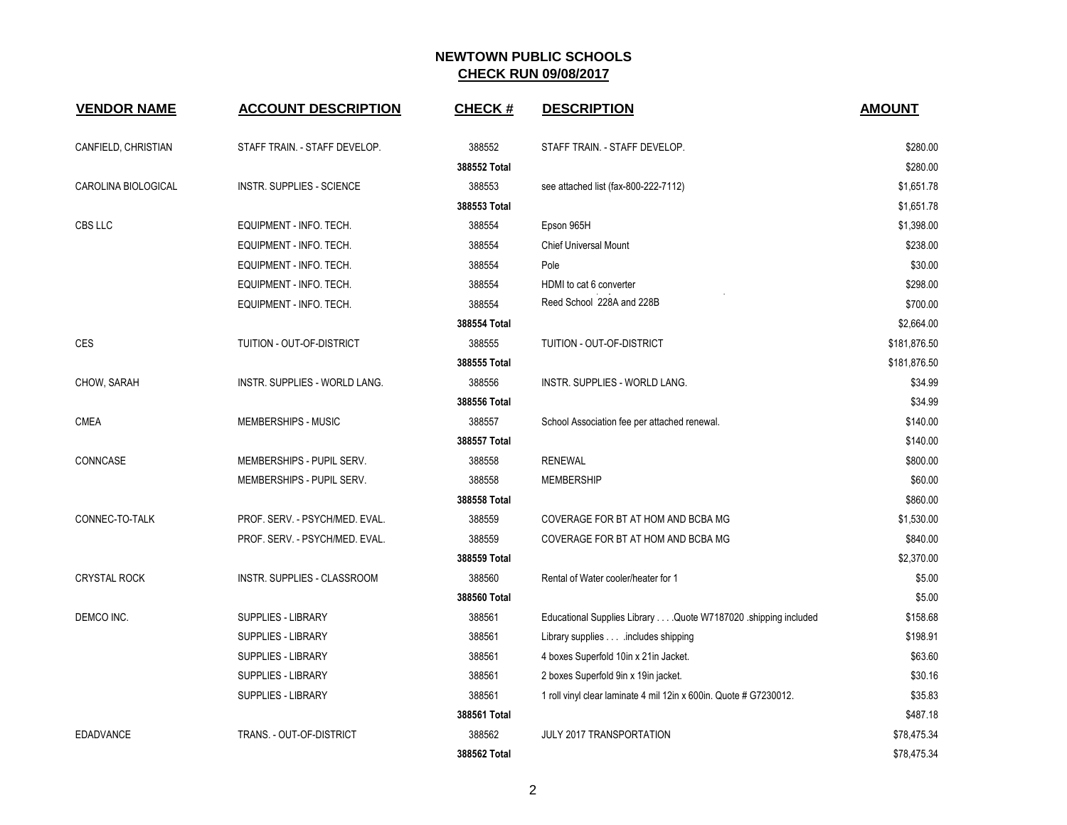# NEWTOWN PUBLIC SCHOOLS

## CHECK RUN 09/08/2017

| VENDOR NAME | ACCOUNT DESCRIPTION | CHECK # | DESCRIPTION | AMOUNT |
|---|---|---|---|---|
| CANFIELD, CHRISTIAN | STAFF TRAIN. - STAFF DEVELOP. | 388552 | STAFF TRAIN. - STAFF DEVELOP. | $280.00 |
| | | **388552 Total** | | $280.00 |
| CAROLINA BIOLOGICAL | INSTR. SUPPLIES - SCIENCE | 388553 | see attached list (fax-800-222-7112) | $1,651.78 |
| | | **388553 Total** | | $1,651.78 |
| CBS LLC | EQUIPMENT - INFO. TECH. | 388554 | Epson 965H | $1,398.00 |
| | EQUIPMENT - INFO. TECH. | 388554 | Chief Universal Mount | $238.00 |
| | EQUIPMENT - INFO. TECH. | 388554 | Pole | $30.00 |
| | EQUIPMENT - INFO. TECH. | 388554 | HDMI to cat 6 converter | $298.00 |
| | EQUIPMENT - INFO. TECH. | 388554 | Reed School 228A and 228B | $700.00 |
| | | **388554 Total** | | $2,664.00 |
| CES | TUITION - OUT-OF-DISTRICT | 388555 | TUITION - OUT-OF-DISTRICT | $181,876.50 |
| | | **388555 Total** | | $181,876.50 |
| CHOW, SARAH | INSTR. SUPPLIES - WORLD LANG. | 388556 | INSTR. SUPPLIES - WORLD LANG. | $34.99 |
| | | **388556 Total** | | $34.99 |
| CMEA | MEMBERSHIPS - MUSIC | 388557 | School Association fee per attached renewal. | $140.00 |
| | | **388557 Total** | | $140.00 |
| CONNCASE | MEMBERSHIPS - PUPIL SERV. | 388558 | RENEWAL | $800.00 |
| | MEMBERSHIPS - PUPIL SERV. | 388558 | MEMBERSHIP | $60.00 |
| | | **388558 Total** | | $860.00 |
| CONNEC-TO-TALK | PROF. SERV. - PSYCH/MED. EVAL. | 388559 | COVERAGE FOR BT AT HOM AND BCBA MG | $1,530.00 |
| | PROF. SERV. - PSYCH/MED. EVAL. | 388559 | COVERAGE FOR BT AT HOM AND BCBA MG | $840.00 |
| | | **388559 Total** | | $2,370.00 |
| CRYSTAL ROCK | INSTR. SUPPLIES - CLASSROOM | 388560 | Rental of Water cooler/heater for 1 | $5.00 |
| | | **388560 Total** | | $5.00 |
| DEMCO INC. | SUPPLIES - LIBRARY | 388561 | Educational Supplies Library . . . .Quote W7187020 .shipping included | $158.68 |
| | SUPPLIES - LIBRARY | 388561 | Library supplies . . . .includes shipping | $198.91 |
| | SUPPLIES - LIBRARY | 388561 | 4 boxes Superfold 10in x 21in Jacket. | $63.60 |
| | SUPPLIES - LIBRARY | 388561 | 2 boxes Superfold 9in x 19in jacket. | $30.16 |
| | SUPPLIES - LIBRARY | 388561 | 1 roll vinyl clear laminate 4 mil 12in x 600in. Quote # G7230012. | $35.83 |
| | | **388561 Total** | | $487.18 |
| EDADVANCE | TRANS. - OUT-OF-DISTRICT | 388562 | JULY 2017 TRANSPORTATION | $78,475.34 |
| | | **388562 Total** | | $78,475.34 |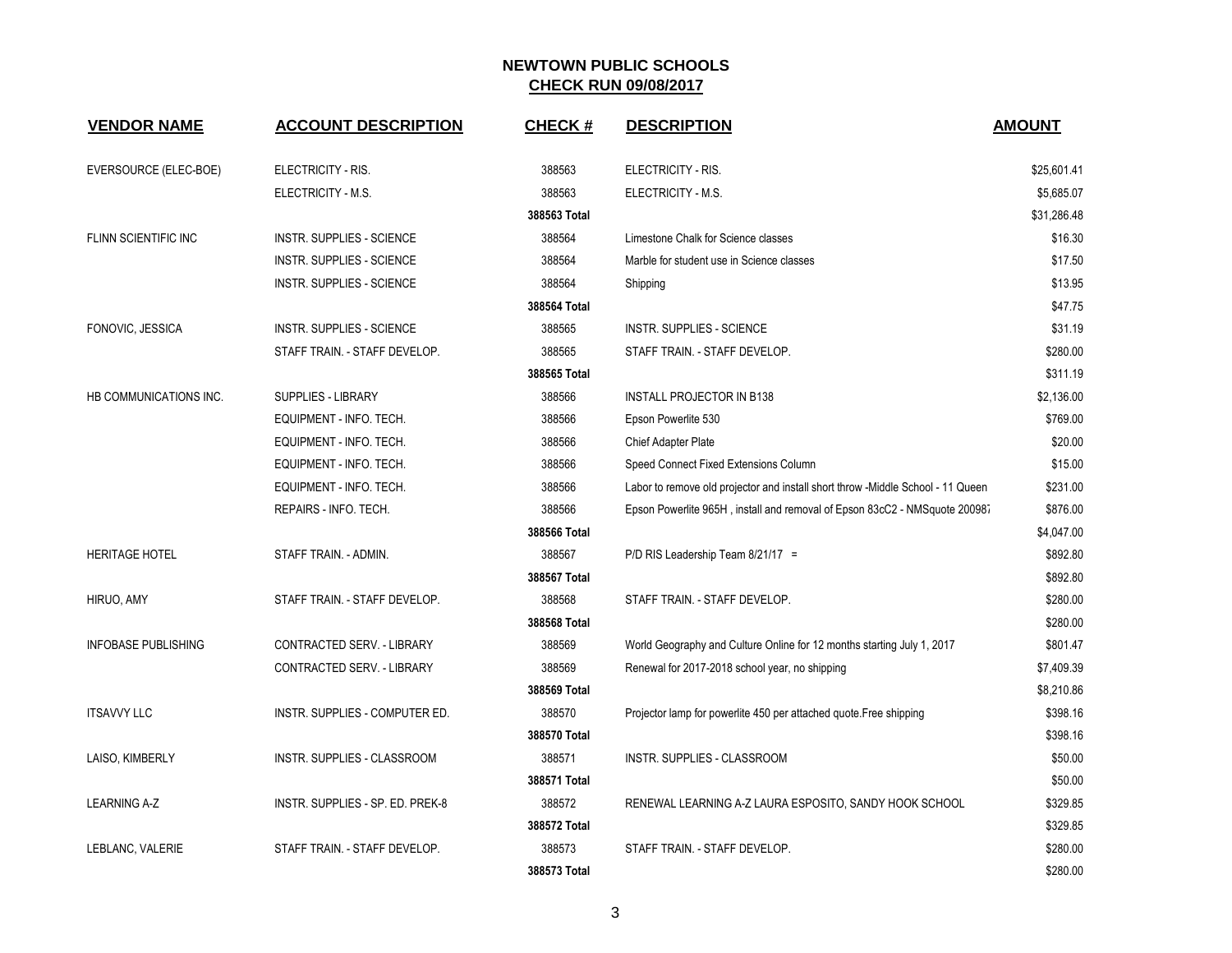# NEWTOWN PUBLIC SCHOOLS
## CHECK RUN 09/08/2017

| VENDOR NAME | ACCOUNT DESCRIPTION | CHECK # | DESCRIPTION | AMOUNT |
|---|---|---|---|---|
| EVERSOURCE (ELEC-BOE) | ELECTRICITY - RIS. | 388563 | ELECTRICITY - RIS. | $25,601.41 |
| | ELECTRICITY - M.S. | 388563 | ELECTRICITY - M.S. | $5,685.07 |
| | | **388563 Total** | | $31,286.48 |
| FLINN SCIENTIFIC INC | INSTR. SUPPLIES - SCIENCE | 388564 | Limestone Chalk for Science classes | $16.30 |
| | INSTR. SUPPLIES - SCIENCE | 388564 | Marble for student use in Science classes | $17.50 |
| | INSTR. SUPPLIES - SCIENCE | 388564 | Shipping | $13.95 |
| | | **388564 Total** | | $47.75 |
| FONOVIC, JESSICA | INSTR. SUPPLIES - SCIENCE | 388565 | INSTR. SUPPLIES - SCIENCE | $31.19 |
| | STAFF TRAIN. - STAFF DEVELOP. | 388565 | STAFF TRAIN. - STAFF DEVELOP. | $280.00 |
| | | **388565 Total** | | $311.19 |
| HB COMMUNICATIONS INC. | SUPPLIES - LIBRARY | 388566 | INSTALL PROJECTOR IN B138 | $2,136.00 |
| | EQUIPMENT - INFO. TECH. | 388566 | Epson Powerlite 530 | $769.00 |
| | EQUIPMENT - INFO. TECH. | 388566 | Chief Adapter Plate | $20.00 |
| | EQUIPMENT - INFO. TECH. | 388566 | Speed Connect Fixed Extensions Column | $15.00 |
| | EQUIPMENT - INFO. TECH. | 388566 | Labor to remove old projector and install short throw -Middle School - 11 Queen | $231.00 |
| | REPAIRS - INFO. TECH. | 388566 | Epson Powerlite 965H , install and removal of Epson 83cC2 - NMSquote 200987 | $876.00 |
| | | **388566 Total** | | $4,047.00 |
| HERITAGE HOTEL | STAFF TRAIN. - ADMIN. | 388567 | P/D RIS Leadership Team 8/21/17 = | $892.80 |
| | | **388567 Total** | | $892.80 |
| HIRUO, AMY | STAFF TRAIN. - STAFF DEVELOP. | 388568 | STAFF TRAIN. - STAFF DEVELOP. | $280.00 |
| | | **388568 Total** | | $280.00 |
| INFOBASE PUBLISHING | CONTRACTED SERV. - LIBRARY | 388569 | World Geography and Culture Online for 12 months starting July 1, 2017 | $801.47 |
| | CONTRACTED SERV. - LIBRARY | 388569 | Renewal for 2017-2018 school year, no shipping | $7,409.39 |
| | | **388569 Total** | | $8,210.86 |
| ITSAVVY LLC | INSTR. SUPPLIES - COMPUTER ED. | 388570 | Projector lamp for powerlite 450 per attached quote.Free shipping | $398.16 |
| | | **388570 Total** | | $398.16 |
| LAISO, KIMBERLY | INSTR. SUPPLIES - CLASSROOM | 388571 | INSTR. SUPPLIES - CLASSROOM | $50.00 |
| | | **388571 Total** | | $50.00 |
| LEARNING A-Z | INSTR. SUPPLIES - SP. ED. PREK-8 | 388572 | RENEWAL LEARNING A-Z LAURA ESPOSITO, SANDY HOOK SCHOOL | $329.85 |
| | | **388572 Total** | | $329.85 |
| LEBLANC, VALERIE | STAFF TRAIN. - STAFF DEVELOP. | 388573 | STAFF TRAIN. - STAFF DEVELOP. | $280.00 |
| | | **388573 Total** | | $280.00 |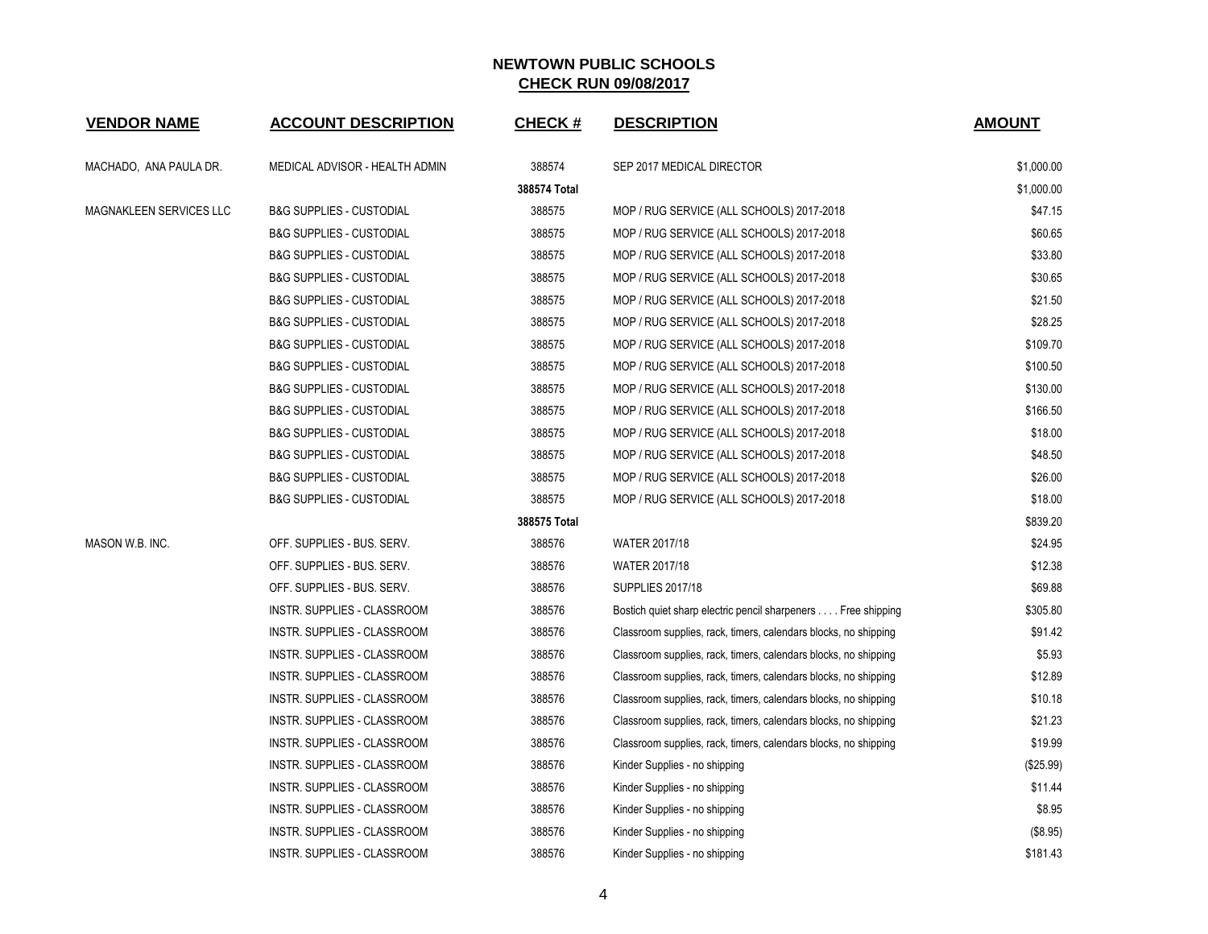**NEWTOWN PUBLIC SCHOOLS**
**CHECK RUN 09/08/2017**

| VENDOR NAME | ACCOUNT DESCRIPTION | CHECK # | DESCRIPTION | AMOUNT |
|---|---|---|---|---|
| MACHADO, ANA PAULA DR. | MEDICAL ADVISOR - HEALTH ADMIN | 388574 | SEP 2017 MEDICAL DIRECTOR | $1,000.00 |
| | | **388574 Total** | | $1,000.00 |
| MAGNAKLEEN SERVICES LLC | B&G SUPPLIES - CUSTODIAL | 388575 | MOP / RUG SERVICE (ALL SCHOOLS) 2017-2018 | $47.15 |
| | B&G SUPPLIES - CUSTODIAL | 388575 | MOP / RUG SERVICE (ALL SCHOOLS) 2017-2018 | $60.65 |
| | B&G SUPPLIES - CUSTODIAL | 388575 | MOP / RUG SERVICE (ALL SCHOOLS) 2017-2018 | $33.80 |
| | B&G SUPPLIES - CUSTODIAL | 388575 | MOP / RUG SERVICE (ALL SCHOOLS) 2017-2018 | $30.65 |
| | B&G SUPPLIES - CUSTODIAL | 388575 | MOP / RUG SERVICE (ALL SCHOOLS) 2017-2018 | $21.50 |
| | B&G SUPPLIES - CUSTODIAL | 388575 | MOP / RUG SERVICE (ALL SCHOOLS) 2017-2018 | $28.25 |
| | B&G SUPPLIES - CUSTODIAL | 388575 | MOP / RUG SERVICE (ALL SCHOOLS) 2017-2018 | $109.70 |
| | B&G SUPPLIES - CUSTODIAL | 388575 | MOP / RUG SERVICE (ALL SCHOOLS) 2017-2018 | $100.50 |
| | B&G SUPPLIES - CUSTODIAL | 388575 | MOP / RUG SERVICE (ALL SCHOOLS) 2017-2018 | $130.00 |
| | B&G SUPPLIES - CUSTODIAL | 388575 | MOP / RUG SERVICE (ALL SCHOOLS) 2017-2018 | $166.50 |
| | B&G SUPPLIES - CUSTODIAL | 388575 | MOP / RUG SERVICE (ALL SCHOOLS) 2017-2018 | $18.00 |
| | B&G SUPPLIES - CUSTODIAL | 388575 | MOP / RUG SERVICE (ALL SCHOOLS) 2017-2018 | $48.50 |
| | B&G SUPPLIES - CUSTODIAL | 388575 | MOP / RUG SERVICE (ALL SCHOOLS) 2017-2018 | $26.00 |
| | B&G SUPPLIES - CUSTODIAL | 388575 | MOP / RUG SERVICE (ALL SCHOOLS) 2017-2018 | $18.00 |
| | | **388575 Total** | | $839.20 |
| MASON W.B. INC. | OFF. SUPPLIES - BUS. SERV. | 388576 | WATER 2017/18 | $24.95 |
| | OFF. SUPPLIES - BUS. SERV. | 388576 | WATER 2017/18 | $12.38 |
| | OFF. SUPPLIES - BUS. SERV. | 388576 | SUPPLIES 2017/18 | $69.88 |
| | INSTR. SUPPLIES - CLASSROOM | 388576 | Bostich quiet sharp electric pencil sharpeners . . . . Free shipping | $305.80 |
| | INSTR. SUPPLIES - CLASSROOM | 388576 | Classroom supplies, rack, timers, calendars blocks, no shipping | $91.42 |
| | INSTR. SUPPLIES - CLASSROOM | 388576 | Classroom supplies, rack, timers, calendars blocks, no shipping | $5.93 |
| | INSTR. SUPPLIES - CLASSROOM | 388576 | Classroom supplies, rack, timers, calendars blocks, no shipping | $12.89 |
| | INSTR. SUPPLIES - CLASSROOM | 388576 | Classroom supplies, rack, timers, calendars blocks, no shipping | $10.18 |
| | INSTR. SUPPLIES - CLASSROOM | 388576 | Classroom supplies, rack, timers, calendars blocks, no shipping | $21.23 |
| | INSTR. SUPPLIES - CLASSROOM | 388576 | Classroom supplies, rack, timers, calendars blocks, no shipping | $19.99 |
| | INSTR. SUPPLIES - CLASSROOM | 388576 | Kinder Supplies - no shipping | ($25.99) |
| | INSTR. SUPPLIES - CLASSROOM | 388576 | Kinder Supplies - no shipping | $11.44 |
| | INSTR. SUPPLIES - CLASSROOM | 388576 | Kinder Supplies - no shipping | $8.95 |
| | INSTR. SUPPLIES - CLASSROOM | 388576 | Kinder Supplies - no shipping | ($8.95) |
| | INSTR. SUPPLIES - CLASSROOM | 388576 | Kinder Supplies - no shipping | $181.43 |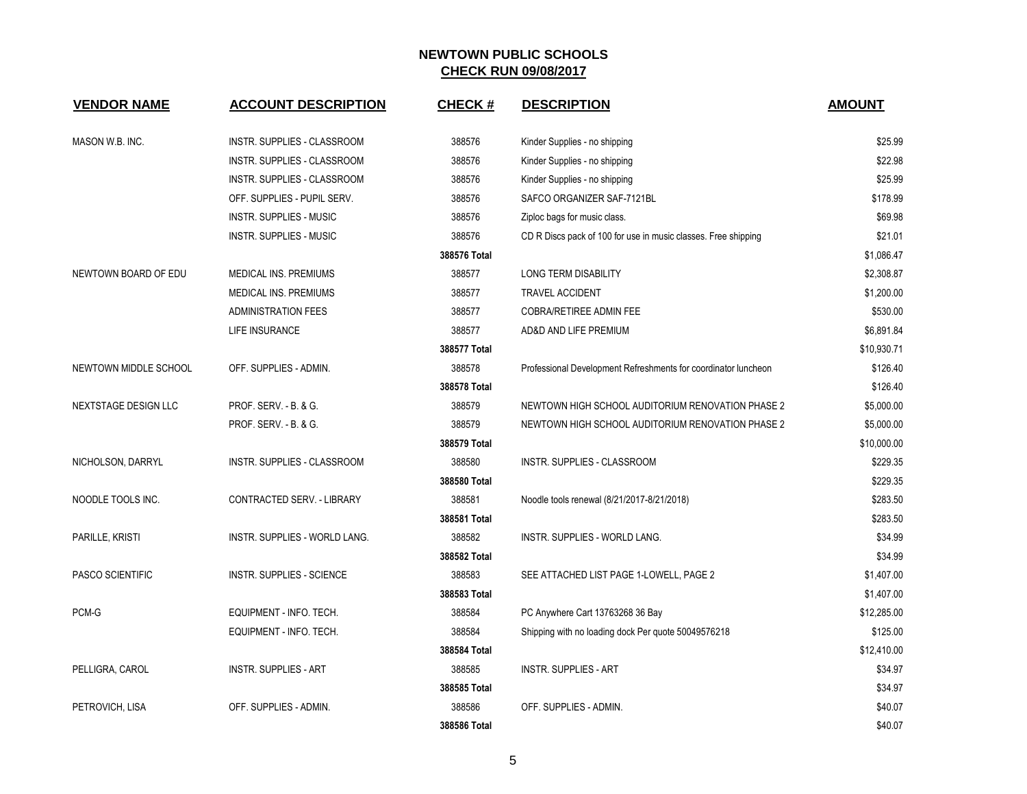# NEWTOWN PUBLIC SCHOOLS

## CHECK RUN 09/08/2017

| VENDOR NAME | ACCOUNT DESCRIPTION | CHECK # | DESCRIPTION | AMOUNT |
|---|---|---|---|---|
| MASON W.B. INC. | INSTR. SUPPLIES - CLASSROOM | 388576 | Kinder Supplies - no shipping | $25.99 |
| | INSTR. SUPPLIES - CLASSROOM | 388576 | Kinder Supplies - no shipping | $22.98 |
| | INSTR. SUPPLIES - CLASSROOM | 388576 | Kinder Supplies - no shipping | $25.99 |
| | OFF. SUPPLIES - PUPIL SERV. | 388576 | SAFCO ORGANIZER SAF-7121BL | $178.99 |
| | INSTR. SUPPLIES - MUSIC | 388576 | Ziploc bags for music class. | $69.98 |
| | INSTR. SUPPLIES - MUSIC | 388576 | CD R Discs pack of 100 for use in music classes. Free shipping | $21.01 |
| | | **388576 Total** | | $1,086.47 |
| NEWTOWN BOARD OF EDU | MEDICAL INS. PREMIUMS | 388577 | LONG TERM DISABILITY | $2,308.87 |
| | MEDICAL INS. PREMIUMS | 388577 | TRAVEL ACCIDENT | $1,200.00 |
| | ADMINISTRATION FEES | 388577 | COBRA/RETIREE ADMIN FEE | $530.00 |
| | LIFE INSURANCE | 388577 | AD&D AND LIFE PREMIUM | $6,891.84 |
| | | **388577 Total** | | $10,930.71 |
| NEWTOWN MIDDLE SCHOOL | OFF. SUPPLIES - ADMIN. | 388578 | Professional Development Refreshments for coordinator luncheon | $126.40 |
| | | **388578 Total** | | $126.40 |
| NEXTSTAGE DESIGN LLC | PROF. SERV. - B. & G. | 388579 | NEWTOWN HIGH SCHOOL AUDITORIUM RENOVATION PHASE 2 | $5,000.00 |
| | PROF. SERV. - B. & G. | 388579 | NEWTOWN HIGH SCHOOL AUDITORIUM RENOVATION PHASE 2 | $5,000.00 |
| | | **388579 Total** | | $10,000.00 |
| NICHOLSON, DARRYL | INSTR. SUPPLIES - CLASSROOM | 388580 | INSTR. SUPPLIES - CLASSROOM | $229.35 |
| | | **388580 Total** | | $229.35 |
| NOODLE TOOLS INC. | CONTRACTED SERV. - LIBRARY | 388581 | Noodle tools renewal (8/21/2017-8/21/2018) | $283.50 |
| | | **388581 Total** | | $283.50 |
| PARILLE, KRISTI | INSTR. SUPPLIES - WORLD LANG. | 388582 | INSTR. SUPPLIES - WORLD LANG. | $34.99 |
| | | **388582 Total** | | $34.99 |
| PASCO SCIENTIFIC | INSTR. SUPPLIES - SCIENCE | 388583 | SEE ATTACHED LIST PAGE 1-LOWELL, PAGE 2 | $1,407.00 |
| | | **388583 Total** | | $1,407.00 |
| PCM-G | EQUIPMENT - INFO. TECH. | 388584 | PC Anywhere Cart 13763268 36 Bay | $12,285.00 |
| | EQUIPMENT - INFO. TECH. | 388584 | Shipping with no loading dock Per quote 50049576218 | $125.00 |
| | | **388584 Total** | | $12,410.00 |
| PELLIGRA, CAROL | INSTR. SUPPLIES - ART | 388585 | INSTR. SUPPLIES - ART | $34.97 |
| | | **388585 Total** | | $34.97 |
| PETROVICH, LISA | OFF. SUPPLIES - ADMIN. | 388586 | OFF. SUPPLIES - ADMIN. | $40.07 |
| | | **388586 Total** | | $40.07 |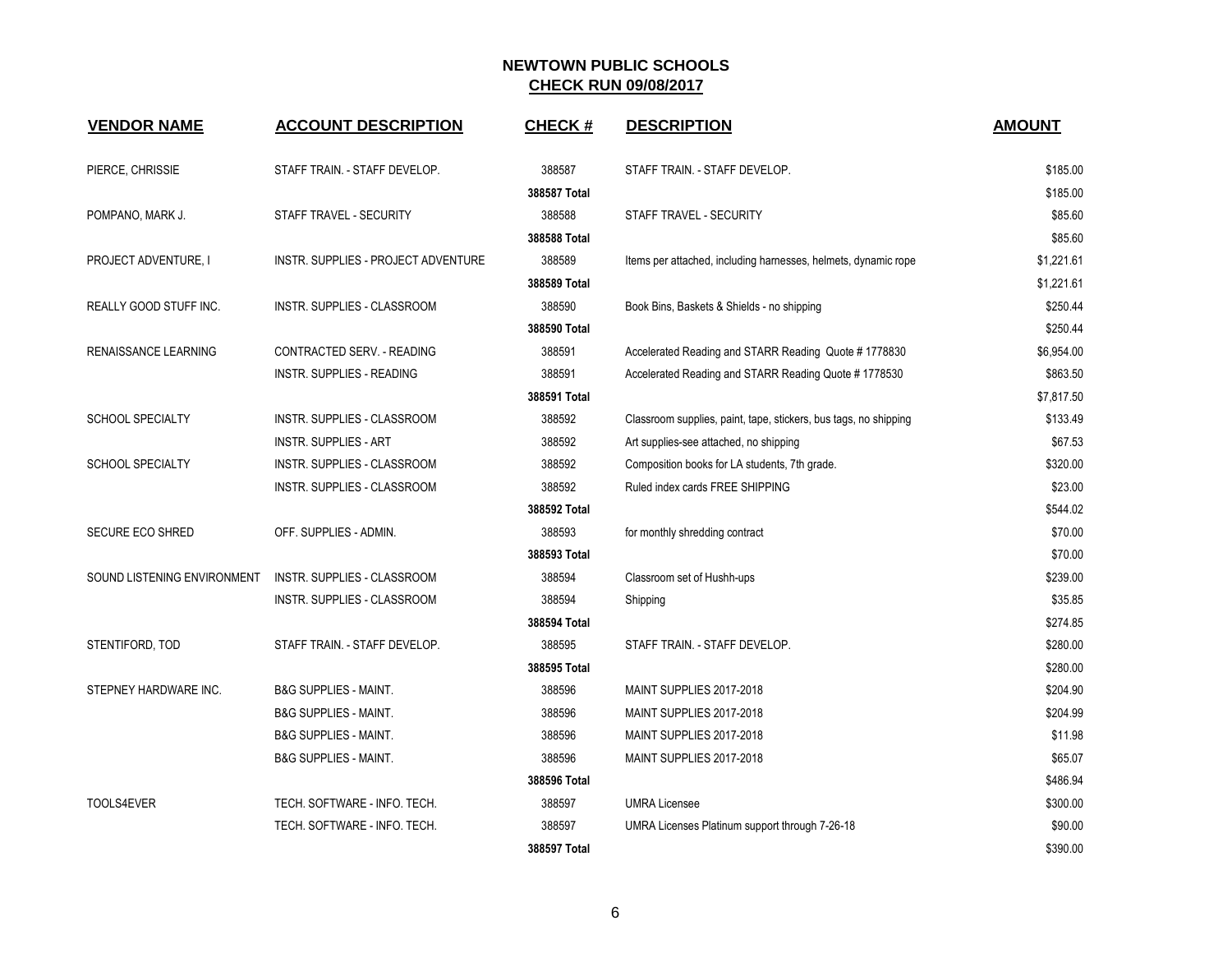# NEWTOWN PUBLIC SCHOOLS

## CHECK RUN 09/08/2017

| VENDOR NAME | ACCOUNT DESCRIPTION | CHECK # | DESCRIPTION | AMOUNT |
|---|---|---|---|---|
| PIERCE, CHRISSIE | STAFF TRAIN. - STAFF DEVELOP. | 388587 | STAFF TRAIN. - STAFF DEVELOP. | $185.00 |
| | | **388587 Total** | | $185.00 |
| POMPANO, MARK J. | STAFF TRAVEL - SECURITY | 388588 | STAFF TRAVEL - SECURITY | $85.60 |
| | | **388588 Total** | | $85.60 |
| PROJECT ADVENTURE, I | INSTR. SUPPLIES - PROJECT ADVENTURE | 388589 | Items per attached, including harnesses, helmets, dynamic rope | $1,221.61 |
| | | **388589 Total** | | $1,221.61 |
| REALLY GOOD STUFF INC. | INSTR. SUPPLIES - CLASSROOM | 388590 | Book Bins, Baskets & Shields - no shipping | $250.44 |
| | | **388590 Total** | | $250.44 |
| RENAISSANCE LEARNING | CONTRACTED SERV. - READING | 388591 | Accelerated Reading and STARR Reading Quote # 1778830 | $6,954.00 |
| | INSTR. SUPPLIES - READING | 388591 | Accelerated Reading and STARR Reading Quote # 1778530 | $863.50 |
| | | **388591 Total** | | $7,817.50 |
| SCHOOL SPECIALTY | INSTR. SUPPLIES - CLASSROOM | 388592 | Classroom supplies, paint, tape, stickers, bus tags, no shipping | $133.49 |
| | INSTR. SUPPLIES - ART | 388592 | Art supplies-see attached, no shipping | $67.53 |
| SCHOOL SPECIALTY | INSTR. SUPPLIES - CLASSROOM | 388592 | Composition books for LA students, 7th grade. | $320.00 |
| | INSTR. SUPPLIES - CLASSROOM | 388592 | Ruled index cards FREE SHIPPING | $23.00 |
| | | **388592 Total** | | $544.02 |
| SECURE ECO SHRED | OFF. SUPPLIES - ADMIN. | 388593 | for monthly shredding contract | $70.00 |
| | | **388593 Total** | | $70.00 |
| SOUND LISTENING ENVIRONMENT | INSTR. SUPPLIES - CLASSROOM | 388594 | Classroom set of Hushh-ups | $239.00 |
| | INSTR. SUPPLIES - CLASSROOM | 388594 | Shipping | $35.85 |
| | | **388594 Total** | | $274.85 |
| STENTIFORD, TOD | STAFF TRAIN. - STAFF DEVELOP. | 388595 | STAFF TRAIN. - STAFF DEVELOP. | $280.00 |
| | | **388595 Total** | | $280.00 |
| STEPNEY HARDWARE INC. | B&G SUPPLIES - MAINT. | 388596 | MAINT SUPPLIES 2017-2018 | $204.90 |
| | B&G SUPPLIES - MAINT. | 388596 | MAINT SUPPLIES 2017-2018 | $204.99 |
| | B&G SUPPLIES - MAINT. | 388596 | MAINT SUPPLIES 2017-2018 | $11.98 |
| | B&G SUPPLIES - MAINT. | 388596 | MAINT SUPPLIES 2017-2018 | $65.07 |
| | | **388596 Total** | | $486.94 |
| TOOLS4EVER | TECH. SOFTWARE - INFO. TECH. | 388597 | UMRA Licensee | $300.00 |
| | TECH. SOFTWARE - INFO. TECH. | 388597 | UMRA Licenses Platinum support through 7-26-18 | $90.00 |
| | | **388597 Total** | | $390.00 |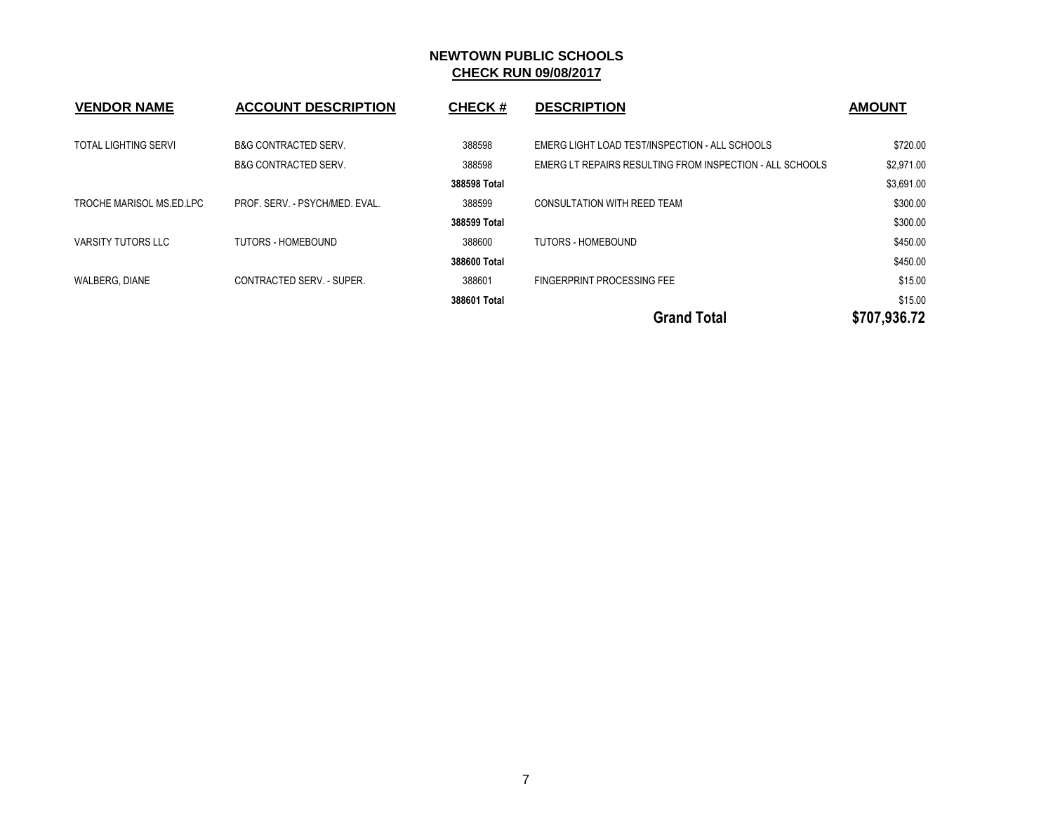**NEWTOWN PUBLIC SCHOOLS**
**CHECK RUN 09/08/2017**

| VENDOR NAME | ACCOUNT DESCRIPTION | CHECK # | DESCRIPTION | AMOUNT |
|---|---|---|---|---|
| TOTAL LIGHTING SERVI | B&G CONTRACTED SERV. | 388598 | EMERG LIGHT LOAD TEST/INSPECTION - ALL SCHOOLS | $720.00 |
| | B&G CONTRACTED SERV. | 388598 | EMERG LT REPAIRS RESULTING FROM INSPECTION - ALL SCHOOLS | $2,971.00 |
| | | **388598 Total** | | $3,691.00 |
| TROCHE MARISOL MS.ED.LPC | PROF. SERV. - PSYCH/MED. EVAL. | 388599 | CONSULTATION WITH REED TEAM | $300.00 |
| | | **388599 Total** | | $300.00 |
| VARSITY TUTORS LLC | TUTORS - HOMEBOUND | 388600 | TUTORS - HOMEBOUND | $450.00 |
| | | **388600 Total** | | $450.00 |
| WALBERG, DIANE | CONTRACTED SERV. - SUPER. | 388601 | FINGERPRINT PROCESSING FEE | $15.00 |
| | | **388601 Total** | | $15.00 |
| | | | **Grand Total** | **$707,936.72** |